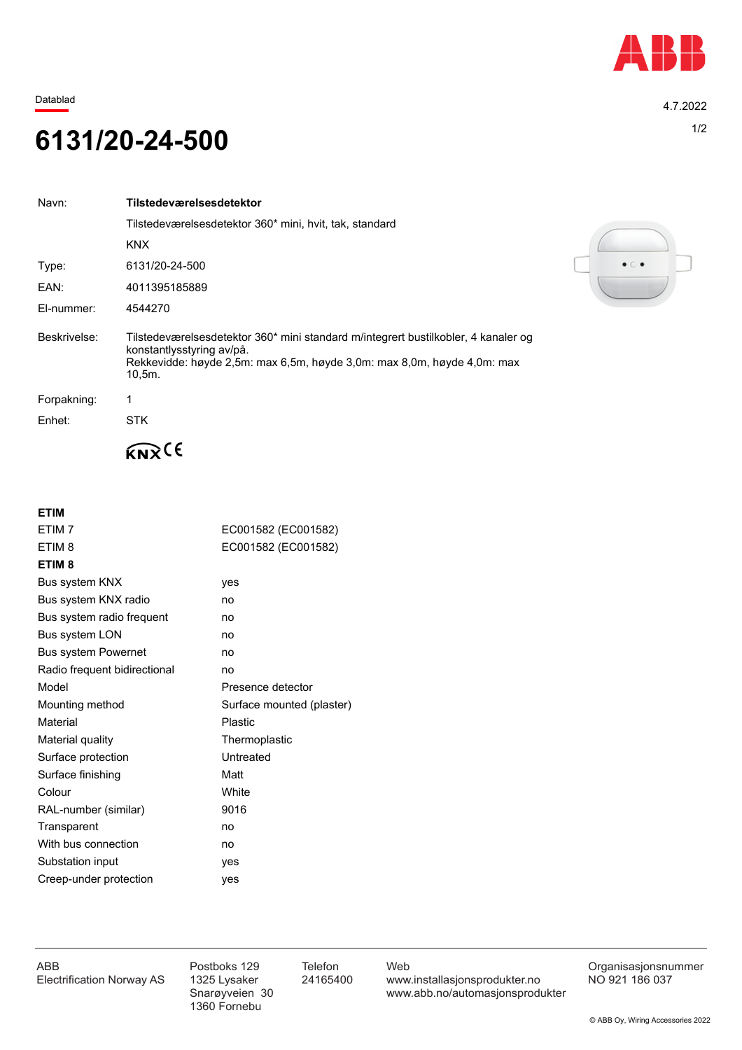Datablad

4.7.2022

# 6131/20-24-500

| | |
|---|---|
| Navn: | **Tilstedeværelsesdetektor** |
| | Tilstedeværelsesdetektor 360* mini, hvit, tak, standard |
| | KNX |
| Type: | 6131/20-24-500 |
| EAN: | 4011395185889 |
| El-nummer: | 4544270 |
| Beskrivelse: | Tilstedeværelsesdetektor 360* mini standard m/integrert bustilkobler, 4 kanaler og konstantlysstyring av/på. Rekkevidde: høyde 2,5m: max 6,5m, høyde 3,0m: max 8,0m, høyde 4,0m: max 10,5m. |
| Forpakning: | 1 |
| Enhet: | STK |

KNX CE

## ETIM

| | |
|---|---|
| ETIM 7 | EC001582 (EC001582) |
| ETIM 8 | EC001582 (EC001582) |

## ETIM 8

| | |
|---|---|
| Bus system KNX | yes |
| Bus system KNX radio | no |
| Bus system radio frequent | no |
| Bus system LON | no |
| Bus system Powernet | no |
| Radio frequent bidirectional | no |
| Model | Presence detector |
| Mounting method | Surface mounted (plaster) |
| Material | Plastic |
| Material quality | Thermoplastic |
| Surface protection | Untreated |
| Surface finishing | Matt |
| Colour | White |
| RAL-number (similar) | 9016 |
| Transparent | no |
| With bus connection | no |
| Substation input | yes |
| Creep-under protection | yes |

ABB
Electrification Norway AS

Postboks 129
1325 Lysaker
Snarøyveien 30
1360 Fornebu

Telefon
24165400

Web
www.installasjonsprodukter.no
www.abb.no/automasjonsprodukter

Organisasjonsnummer
NO 921 186 037

© ABB Oy, Wiring Accessories 2022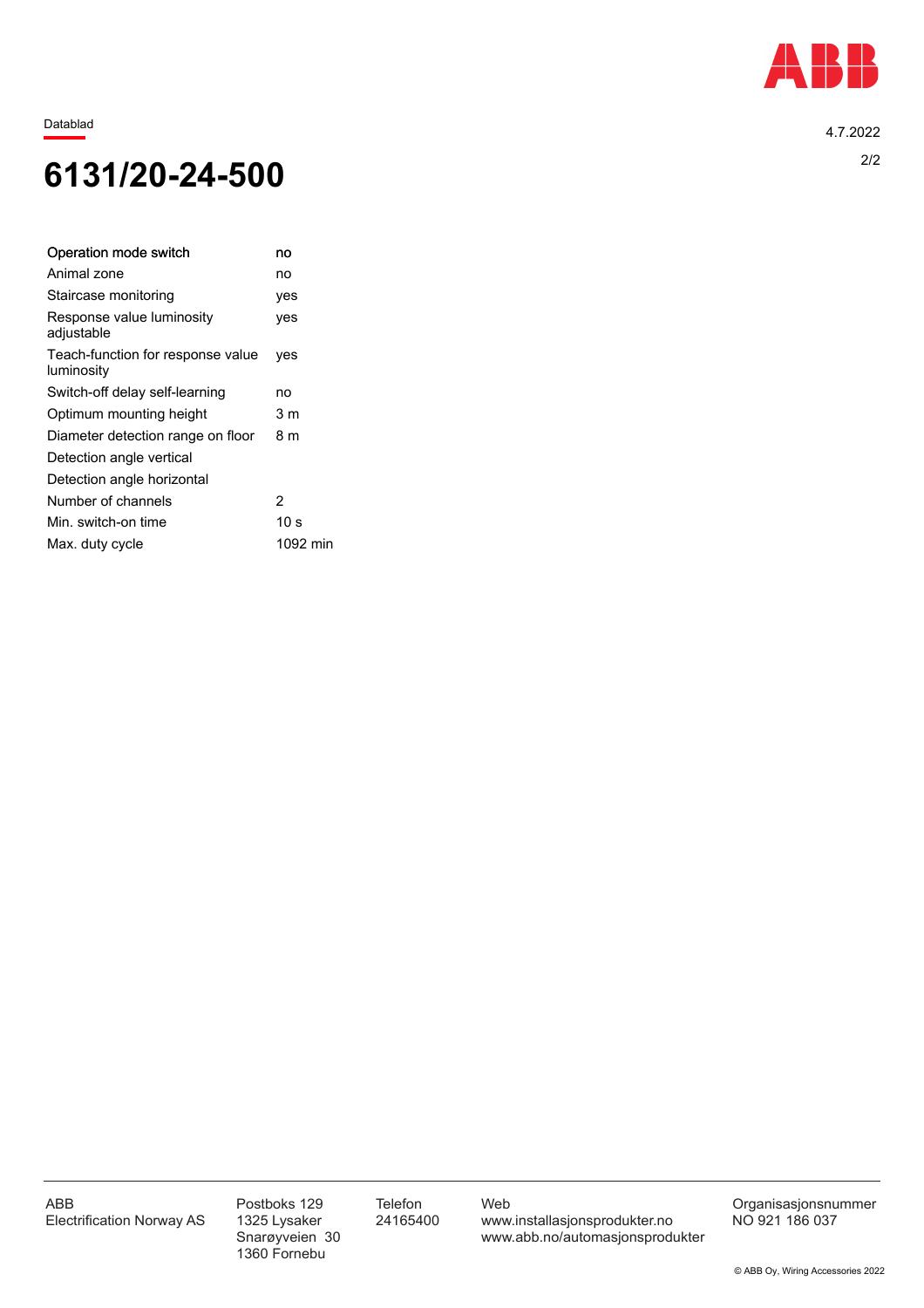Datablad

# 6131/20-24-500

| | |
|---|---|
| Operation mode switch | no |
| Animal zone | no |
| Staircase monitoring | yes |
| Response value luminosity adjustable | yes |
| Teach-function for response value luminosity | yes |
| Switch-off delay self-learning | no |
| Optimum mounting height | 3 m |
| Diameter detection range on floor | 8 m |
| Detection angle vertical | |
| Detection angle horizontal | |
| Number of channels | 2 |
| Min. switch-on time | 10 s |
| Max. duty cycle | 1092 min |

ABB
Electrification Norway AS

Postboks 129
1325 Lysaker
Snarøyveien 30
1360 Fornebu

Telefon
24165400

Web
www.installasjonsprodukter.no
www.abb.no/automasjonsprodukter

Organisasjonsnummer
NO 921 186 037

© ABB Oy, Wiring Accessories 2022